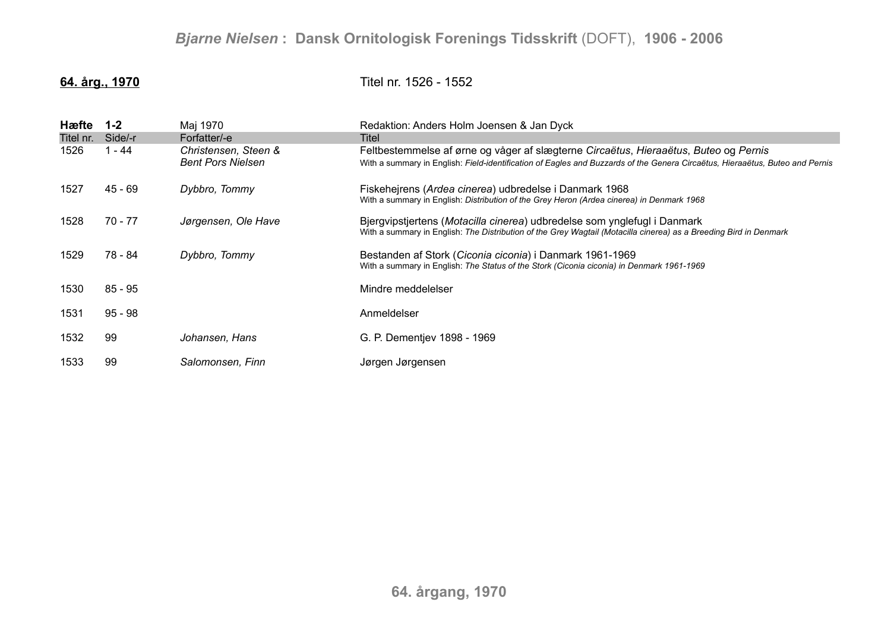**64. årg., 1970** Titel nr. 1526 - 1552

| **Hæfte** | **1-2** | Maj 1970 | Redaktion: Anders Holm Joensen & Jan Dyck |
|---|---|---|---|
| Titel nr. | Side/-r | Forfatter/-e | Titel |
| 1526 | 1 - 44 | *Christensen, Steen & Bent Pors Nielsen* | Feltbestemmelse af ørne og våger af slægterne *Circaëtus*, *Hieraaëtus*, *Buteo* og *Pernis*<br>With a summary in English: *Field-identification of Eagles and Buzzards of the Genera Circaëtus, Hieraaëtus, Buteo and Pernis* |
| 1527 | 45 - 69 | *Dybbro, Tommy* | Fiskehejrens (*Ardea cinerea*) udbredelse i Danmark 1968<br>With a summary in English: *Distribution of the Grey Heron (Ardea cinerea) in Denmark 1968* |
| 1528 | 70 - 77 | *Jørgensen, Ole Have* | Bjergvipstjertens (*Motacilla cinerea*) udbredelse som ynglefugl i Danmark<br>With a summary in English: *The Distribution of the Grey Wagtail (Motacilla cinerea) as a Breeding Bird in Denmark* |
| 1529 | 78 - 84 | *Dybbro, Tommy* | Bestanden af Stork (*Ciconia ciconia*) i Danmark 1961-1969<br>With a summary in English: *The Status of the Stork (Ciconia ciconia) in Denmark 1961-1969* |
| 1530 | 85 - 95 | | Mindre meddelelser |
| 1531 | 95 - 98 | | Anmeldelser |
| 1532 | 99 | *Johansen, Hans* | G. P. Dementjev 1898 - 1969 |
| 1533 | 99 | *Salomonsen, Finn* | Jørgen Jørgensen |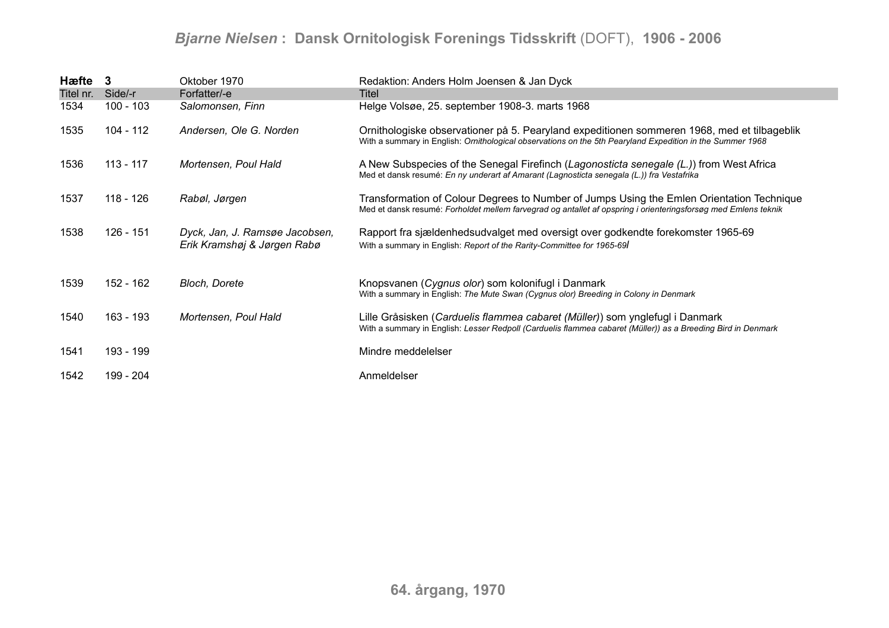| Hæfte **3** | | Oktober 1970 | Redaktion: Anders Holm Joensen & Jan Dyck |
|---|---|---|---|
| Titel nr. | Side/-r | Forfatter/-e | Titel |
| 1534 | 100 - 103 | *Salomonsen, Finn* | Helge Volsøe, 25. september 1908-3. marts 1968 |
| 1535 | 104 - 112 | *Andersen, Ole G. Norden* | Ornithologiske observationer på 5. Pearyland expeditionen sommeren 1968, med et tilbageblik<br>With a summary in English: *Ornithological observations on the 5th Pearyland Expedition in the Summer 1968* |
| 1536 | 113 - 117 | *Mortensen, Poul Hald* | A New Subspecies of the Senegal Firefinch (*Lagonosticta senegale (L.)*) from West Africa<br>Med et dansk resumé: *En ny underart af Amarant (Lagnosticta senegala (L.)) fra Vestafrika* |
| 1537 | 118 - 126 | *Rabøl, Jørgen* | Transformation of Colour Degrees to Number of Jumps Using the Emlen Orientation Technique<br>Med et dansk resumé: *Forholdet mellem farvegrad og antallet af opspring i orienteringsforsøg med Emlens teknik* |
| 1538 | 126 - 151 | *Dyck, Jan, J. Ramsøe Jacobsen, Erik Kramshøj & Jørgen Rabø* | Rapport fra sjældenhedsudvalget med oversigt over godkendte forekomster 1965-69<br>With a summary in English: *Report of the Rarity-Committee for 1965-69l* |
| 1539 | 152 - 162 | *Bloch, Dorete* | Knopsvanen (*Cygnus olor*) som kolonifugl i Danmark<br>With a summary in English: *The Mute Swan (Cygnus olor) Breeding in Colony in Denmark* |
| 1540 | 163 - 193 | *Mortensen, Poul Hald* | Lille Gråsisken (*Carduelis flammea cabaret (Müller)*) som ynglefugl i Danmark<br>With a summary in English: *Lesser Redpoll (Carduelis flammea cabaret (Müller)) as a Breeding Bird in Denmark* |
| 1541 | 193 - 199 | | Mindre meddelelser |
| 1542 | 199 - 204 | | Anmeldelser |

**64. årgang, 1970**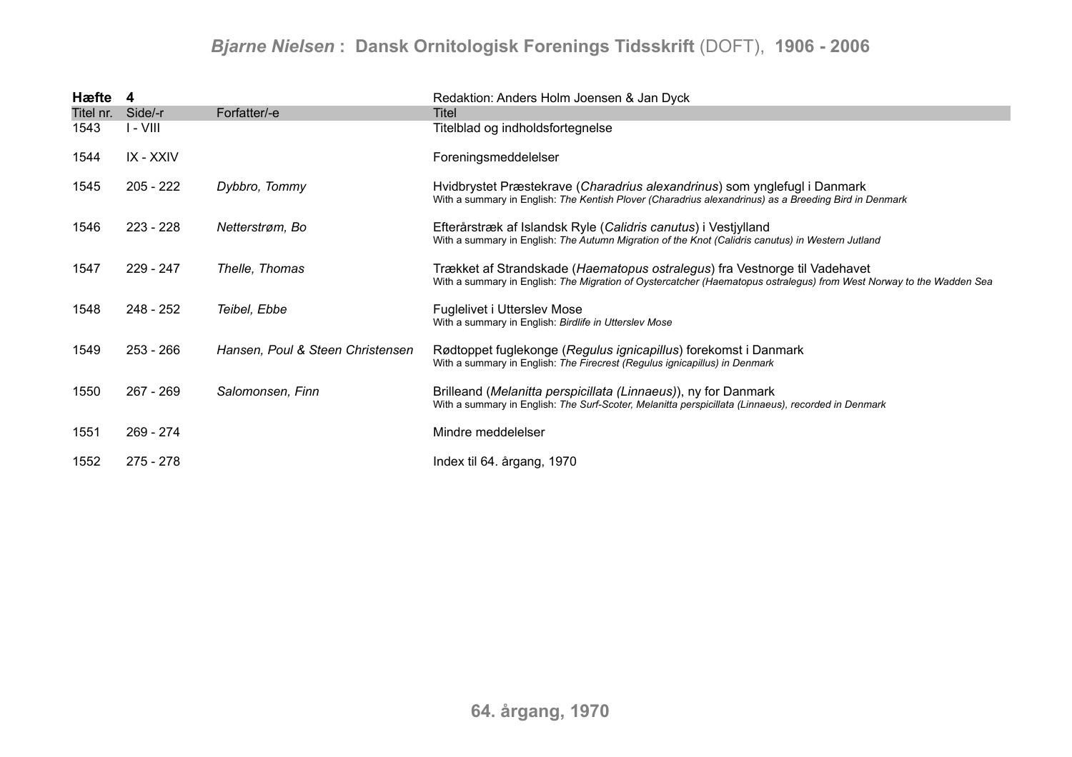**Hæfte 4** Redaktion: Anders Holm Joensen & Jan Dyck

| Titel nr. | Side/-r | Forfatter/-e | Titel |
|---|---|---|---|
| 1543 | I - VIII | | Titelblad og indholdsfortegnelse |
| 1544 | IX - XXIV | | Foreningsmeddelelser |
| 1545 | 205 - 222 | *Dybbro, Tommy* | Hvidbrystet Præstekrave (*Charadrius alexandrinus*) som ynglefugl i Danmark<br>With a summary in English: *The Kentish Plover (Charadrius alexandrinus) as a Breeding Bird in Denmark* |
| 1546 | 223 - 228 | *Netterstrøm, Bo* | Efterårstræk af Islandsk Ryle (*Calidris canutus*) i Vestjylland<br>With a summary in English: *The Autumn Migration of the Knot (Calidris canutus) in Western Jutland* |
| 1547 | 229 - 247 | *Thelle, Thomas* | Trækket af Strandskade (*Haematopus ostralegus*) fra Vestnorge til Vadehavet<br>With a summary in English: *The Migration of Oystercatcher (Haematopus ostralegus) from West Norway to the Wadden Sea* |
| 1548 | 248 - 252 | *Teibel, Ebbe* | Fuglelivet i Utterslev Mose<br>With a summary in English: *Birdlife in Utterslev Mose* |
| 1549 | 253 - 266 | *Hansen, Poul & Steen Christensen* | Rødtoppet fuglekonge (*Regulus ignicapillus*) forekomst i Danmark<br>With a summary in English: *The Firecrest (Regulus ignicapillus) in Denmark* |
| 1550 | 267 - 269 | *Salomonsen, Finn* | Brilleand (*Melanitta perspicillata (Linnaeus)*), ny for Danmark<br>With a summary in English: *The Surf-Scoter, Melanitta perspicillata (Linnaeus), recorded in Denmark* |
| 1551 | 269 - 274 | | Mindre meddelelser |
| 1552 | 275 - 278 | | Index til 64. årgang, 1970 |